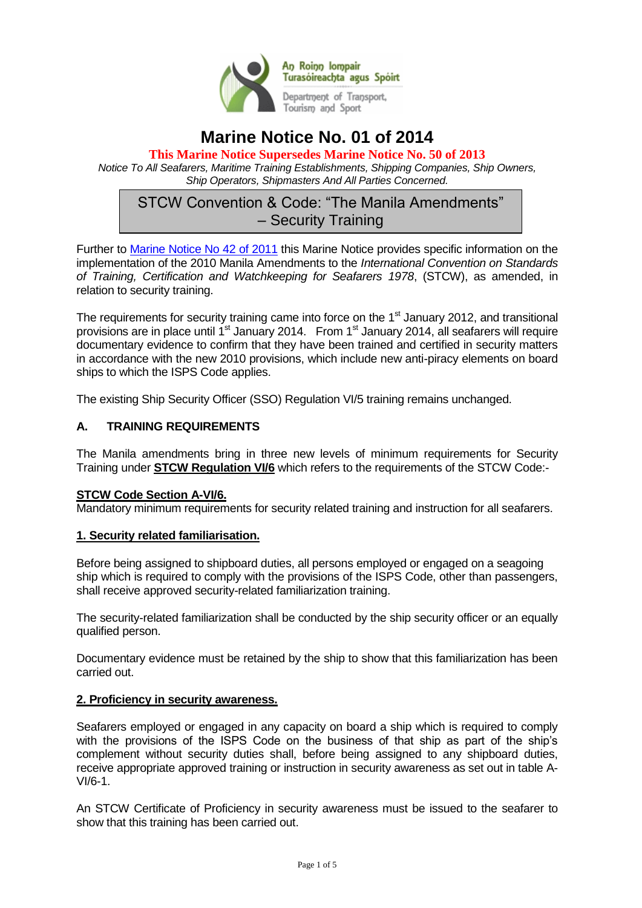An Roinn Iompair Turasóireachta agus Spóirt

Department of Transport, Tourism and Sport

# Marine Notice No. 01 of 2014

**This Marine Notice Supersedes Marine Notice No. 50 of 2013**

*Notice To All Seafarers, Maritime Training Establishments, Shipping Companies, Ship Owners, Ship Operators, Shipmasters And All Parties Concerned.*

## STCW Convention & Code: "The Manila Amendments" – Security Training

Further to Marine Notice No 42 of 2011 this Marine Notice provides specific information on the implementation of the 2010 Manila Amendments to the *International Convention on Standards of Training, Certification and Watchkeeping for Seafarers 1978*, (STCW), as amended, in relation to security training.

The requirements for security training came into force on the 1st January 2012, and transitional provisions are in place until 1st January 2014. From 1st January 2014, all seafarers will require documentary evidence to confirm that they have been trained and certified in security matters in accordance with the new 2010 provisions, which include new anti-piracy elements on board ships to which the ISPS Code applies.

The existing Ship Security Officer (SSO) Regulation VI/5 training remains unchanged.

### A. TRAINING REQUIREMENTS

The Manila amendments bring in three new levels of minimum requirements for Security Training under **STCW Regulation VI/6** which refers to the requirements of the STCW Code:-

**STCW Code Section A-VI/6.**
Mandatory minimum requirements for security related training and instruction for all seafarers.

**1. Security related familiarisation.**

Before being assigned to shipboard duties, all persons employed or engaged on a seagoing ship which is required to comply with the provisions of the ISPS Code, other than passengers, shall receive approved security-related familiarization training.

The security-related familiarization shall be conducted by the ship security officer or an equally qualified person.

Documentary evidence must be retained by the ship to show that this familiarization has been carried out.

**2. Proficiency in security awareness.**

Seafarers employed or engaged in any capacity on board a ship which is required to comply with the provisions of the ISPS Code on the business of that ship as part of the ship's complement without security duties shall, before being assigned to any shipboard duties, receive appropriate approved training or instruction in security awareness as set out in table A-VI/6-1.

An STCW Certificate of Proficiency in security awareness must be issued to the seafarer to show that this training has been carried out.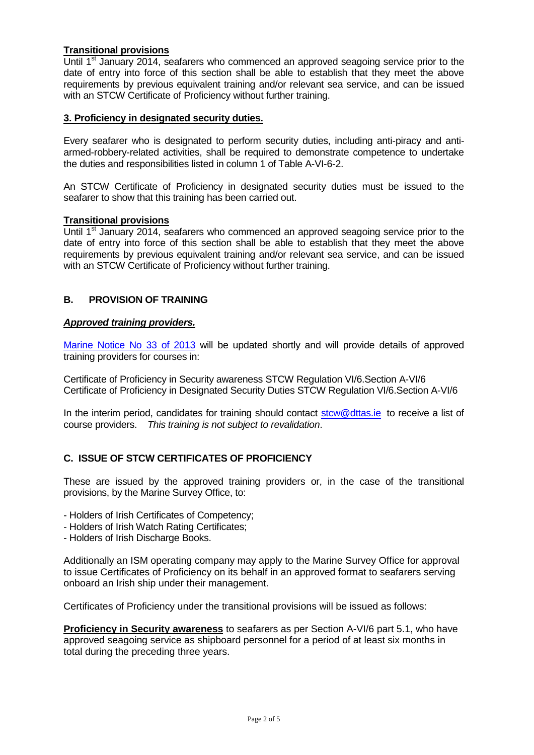**Transitional provisions**

Until 1st January 2014, seafarers who commenced an approved seagoing service prior to the date of entry into force of this section shall be able to establish that they meet the above requirements by previous equivalent training and/or relevant sea service, and can be issued with an STCW Certificate of Proficiency without further training.

**3. Proficiency in designated security duties.**

Every seafarer who is designated to perform security duties, including anti-piracy and anti-armed-robbery-related activities, shall be required to demonstrate competence to undertake the duties and responsibilities listed in column 1 of Table A-VI-6-2.

An STCW Certificate of Proficiency in designated security duties must be issued to the seafarer to show that this training has been carried out.

**Transitional provisions**

Until 1st January 2014, seafarers who commenced an approved seagoing service prior to the date of entry into force of this section shall be able to establish that they meet the above requirements by previous equivalent training and/or relevant sea service, and can be issued with an STCW Certificate of Proficiency without further training.

## B. PROVISION OF TRAINING

***Approved training providers.***

Marine Notice No 33 of 2013 will be updated shortly and will provide details of approved training providers for courses in:

Certificate of Proficiency in Security awareness STCW Regulation VI/6.Section A-VI/6
Certificate of Proficiency in Designated Security Duties STCW Regulation VI/6.Section A-VI/6

In the interim period, candidates for training should contact stcw@dttas.ie to receive a list of course providers. *This training is not subject to revalidation*.

## C. ISSUE OF STCW CERTIFICATES OF PROFICIENCY

These are issued by the approved training providers or, in the case of the transitional provisions, by the Marine Survey Office, to:

- Holders of Irish Certificates of Competency;
- Holders of Irish Watch Rating Certificates;
- Holders of Irish Discharge Books.

Additionally an ISM operating company may apply to the Marine Survey Office for approval to issue Certificates of Proficiency on its behalf in an approved format to seafarers serving onboard an Irish ship under their management.

Certificates of Proficiency under the transitional provisions will be issued as follows:

**Proficiency in Security awareness** to seafarers as per Section A-VI/6 part 5.1, who have approved seagoing service as shipboard personnel for a period of at least six months in total during the preceding three years.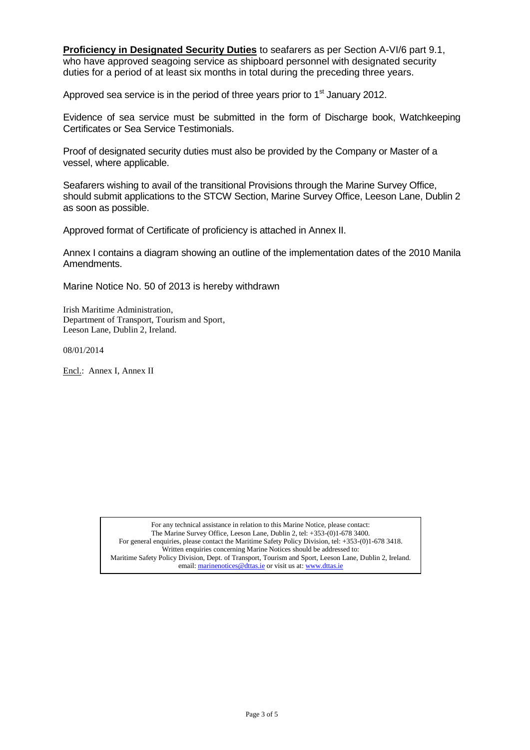**Proficiency in Designated Security Duties** to seafarers as per Section A-VI/6 part 9.1, who have approved seagoing service as shipboard personnel with designated security duties for a period of at least six months in total during the preceding three years.

Approved sea service is in the period of three years prior to 1st January 2012.

Evidence of sea service must be submitted in the form of Discharge book, Watchkeeping Certificates or Sea Service Testimonials.

Proof of designated security duties must also be provided by the Company or Master of a vessel, where applicable.

Seafarers wishing to avail of the transitional Provisions through the Marine Survey Office, should submit applications to the STCW Section, Marine Survey Office, Leeson Lane, Dublin 2 as soon as possible.

Approved format of Certificate of proficiency is attached in Annex II.

Annex I contains a diagram showing an outline of the implementation dates of the 2010 Manila Amendments.

Marine Notice No. 50 of 2013 is hereby withdrawn

Irish Maritime Administration,
Department of Transport, Tourism and Sport,
Leeson Lane, Dublin 2, Ireland.

08/01/2014

Encl.: Annex I, Annex II

For any technical assistance in relation to this Marine Notice, please contact:
The Marine Survey Office, Leeson Lane, Dublin 2, tel: +353-(0)1-678 3400.
For general enquiries, please contact the Maritime Safety Policy Division, tel: +353-(0)1-678 3418.
Written enquiries concerning Marine Notices should be addressed to:
Maritime Safety Policy Division, Dept. of Transport, Tourism and Sport, Leeson Lane, Dublin 2, Ireland.
email: marinenotices@dttas.ie or visit us at: www.dttas.ie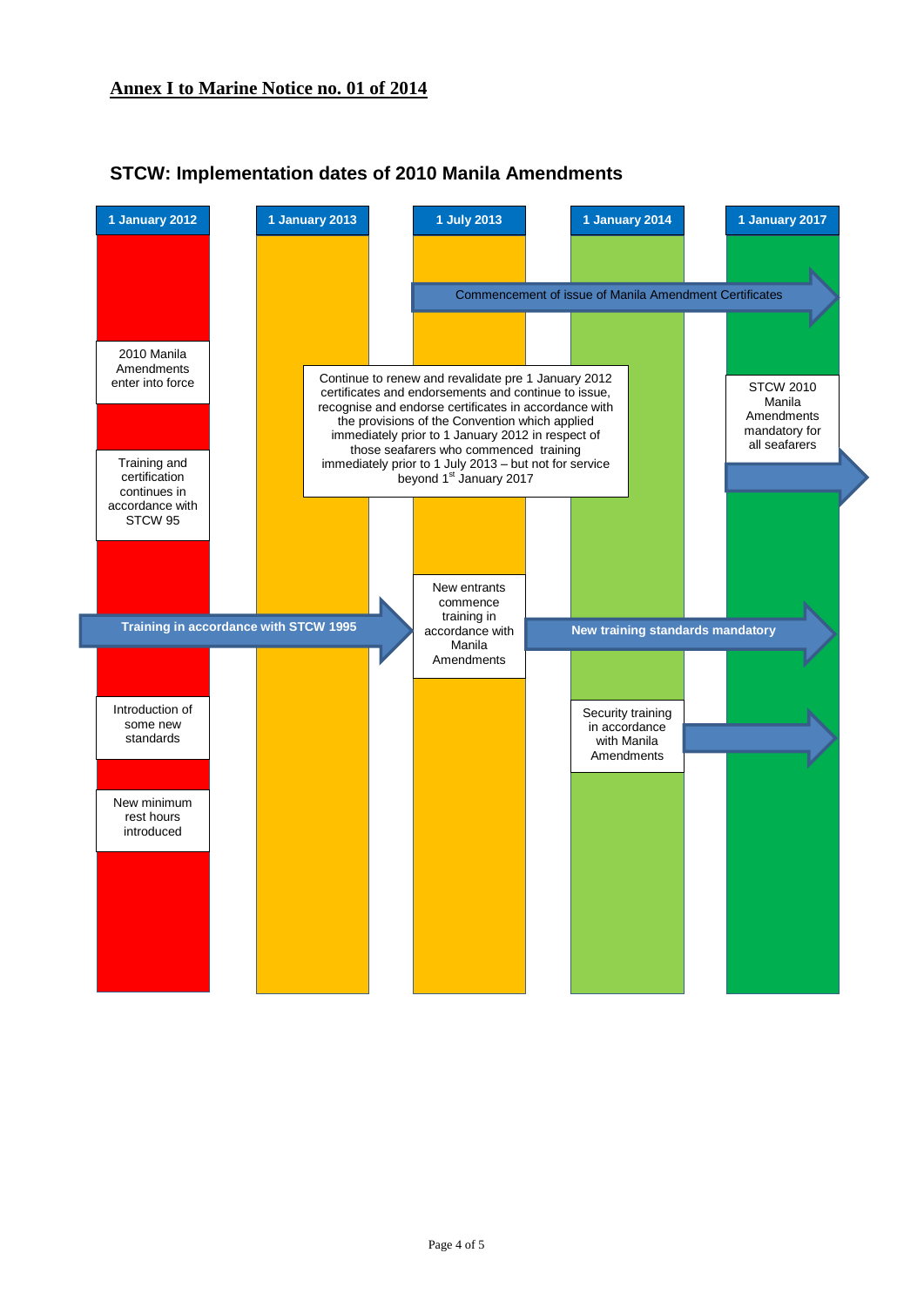**Annex I to Marine Notice no. 01 of 2014**

## STCW: Implementation dates of 2010 Manila Amendments

**1 January 2012**

- 2010 Manila Amendments enter into force
- Training and certification continues in accordance with STCW 95
- Introduction of some new standards
- New minimum rest hours introduced

**1 January 2013**

**1 July 2013**

- Commencement of issue of Manila Amendment Certificates
- New entrants commence training in accordance with Manila Amendments

**1 January 2014**

- Security training in accordance with Manila Amendments

**1 January 2017**

- STCW 2010 Manila Amendments mandatory for all seafarers

Continue to renew and revalidate pre 1 January 2012 certificates and endorsements and continue to issue, recognise and endorse certificates in accordance with the provisions of the Convention which applied immediately prior to 1 January 2012 in respect of those seafarers who commenced training immediately prior to 1 July 2013 – but not for service beyond 1st January 2017

**Training in accordance with STCW 1995** (1 January 2012 – 1 July 2013)

**New training standards mandatory** (from 1 January 2014)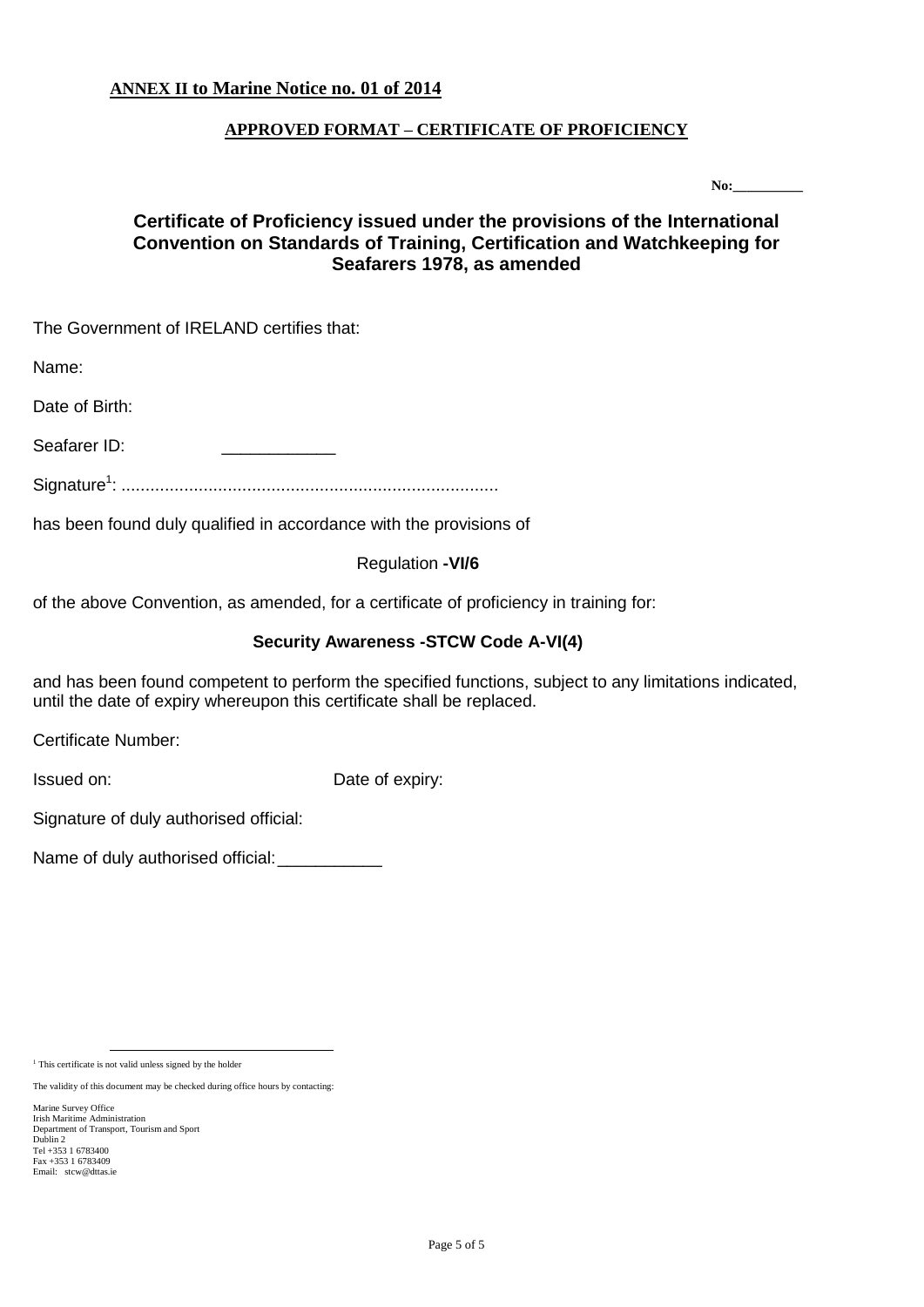**ANNEX II to Marine Notice no. 01 of 2014**

**APPROVED FORMAT – CERTIFICATE OF PROFICIENCY**

**No:__________**

## Certificate of Proficiency issued under the provisions of the International Convention on Standards of Training, Certification and Watchkeeping for Seafarers 1978, as amended

The Government of IRELAND certifies that:

Name:

Date of Birth:

Seafarer ID: ____________

Signature[1]: .............................................................................

has been found duly qualified in accordance with the provisions of

Regulation **-VI/6**

of the above Convention, as amended, for a certificate of proficiency in training for:

**Security Awareness -STCW Code A-VI(4)**

and has been found competent to perform the specified functions, subject to any limitations indicated, until the date of expiry whereupon this certificate shall be replaced.

Certificate Number:

Issued on: Date of expiry:

Signature of duly authorised official:

Name of duly authorised official: ___________

---

[1] This certificate is not valid unless signed by the holder

The validity of this document may be checked during office hours by contacting:

Marine Survey Office
Irish Maritime Administration
Department of Transport, Tourism and Sport
Dublin 2
Tel +353 1 6783400
Fax +353 1 6783409
Email: stcw@dttas.ie